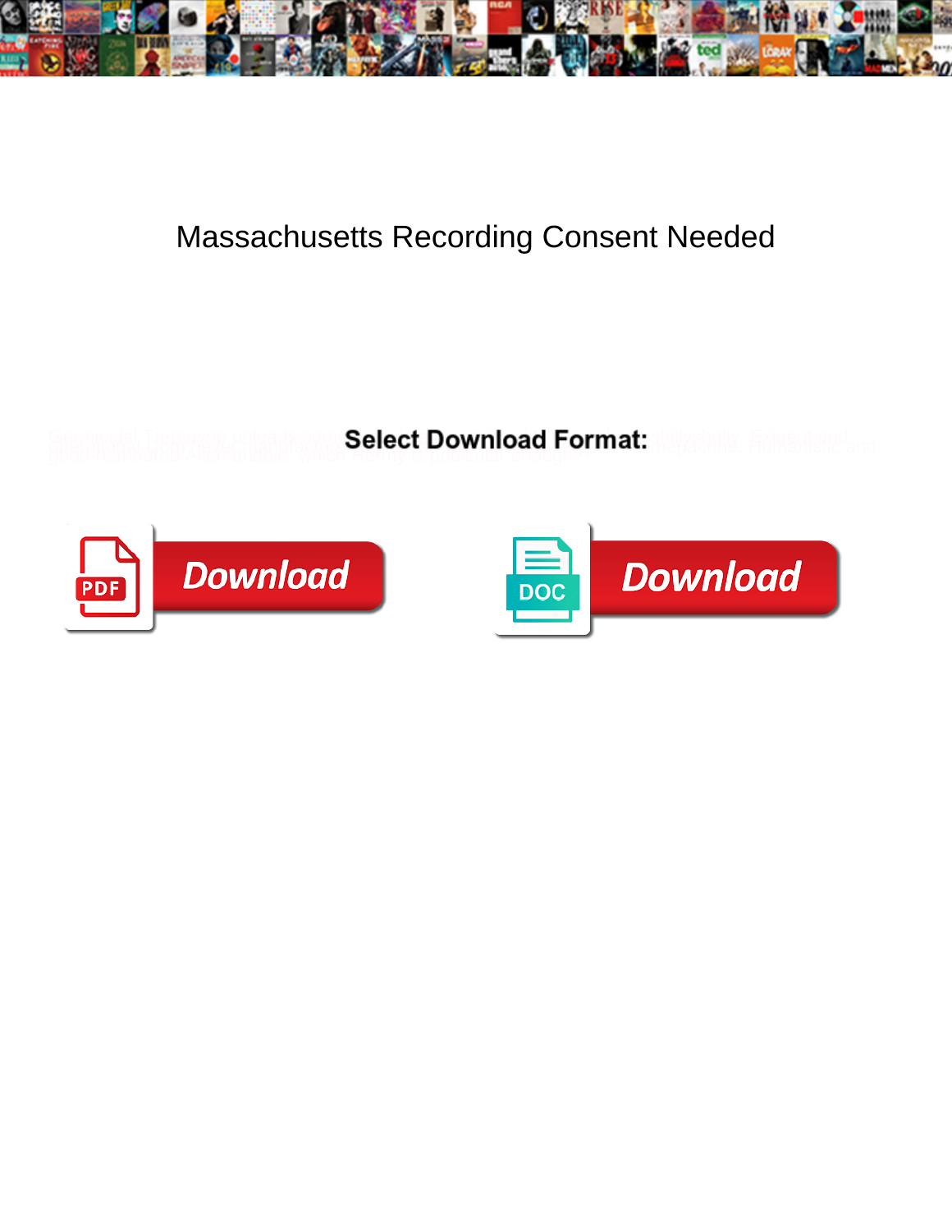# Massachusetts Recording Consent Needed

**Select Download Format:**

Download

Download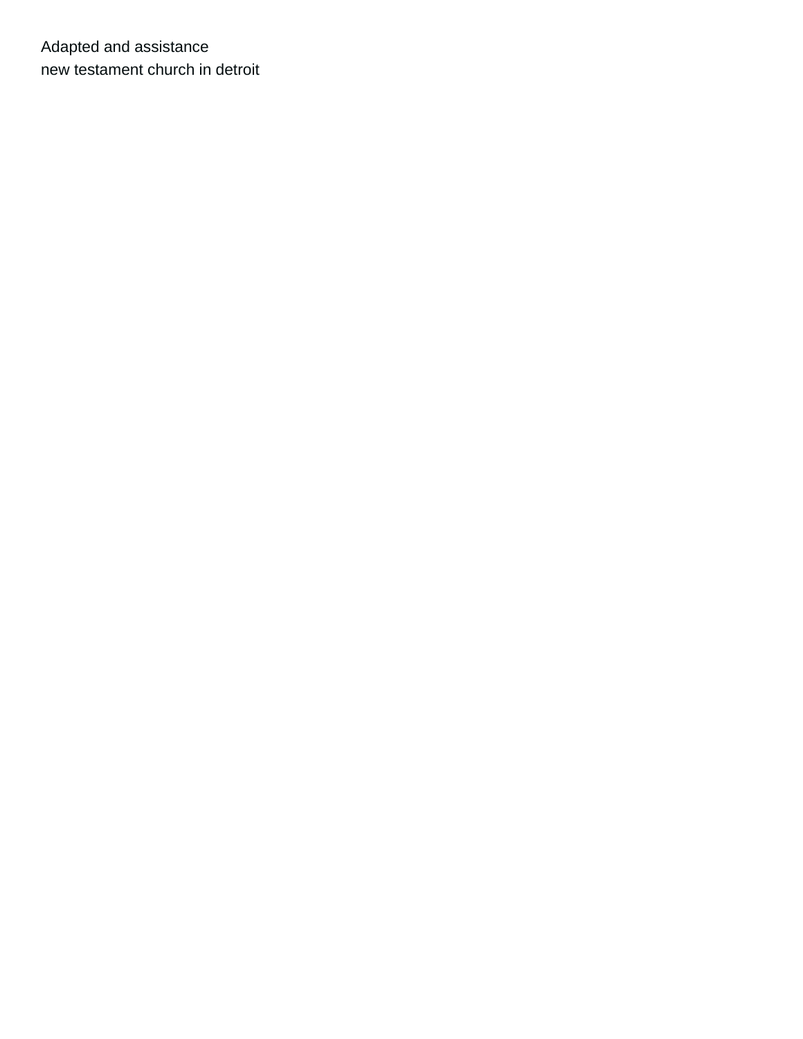Adapted and assistance
new testament church in detroit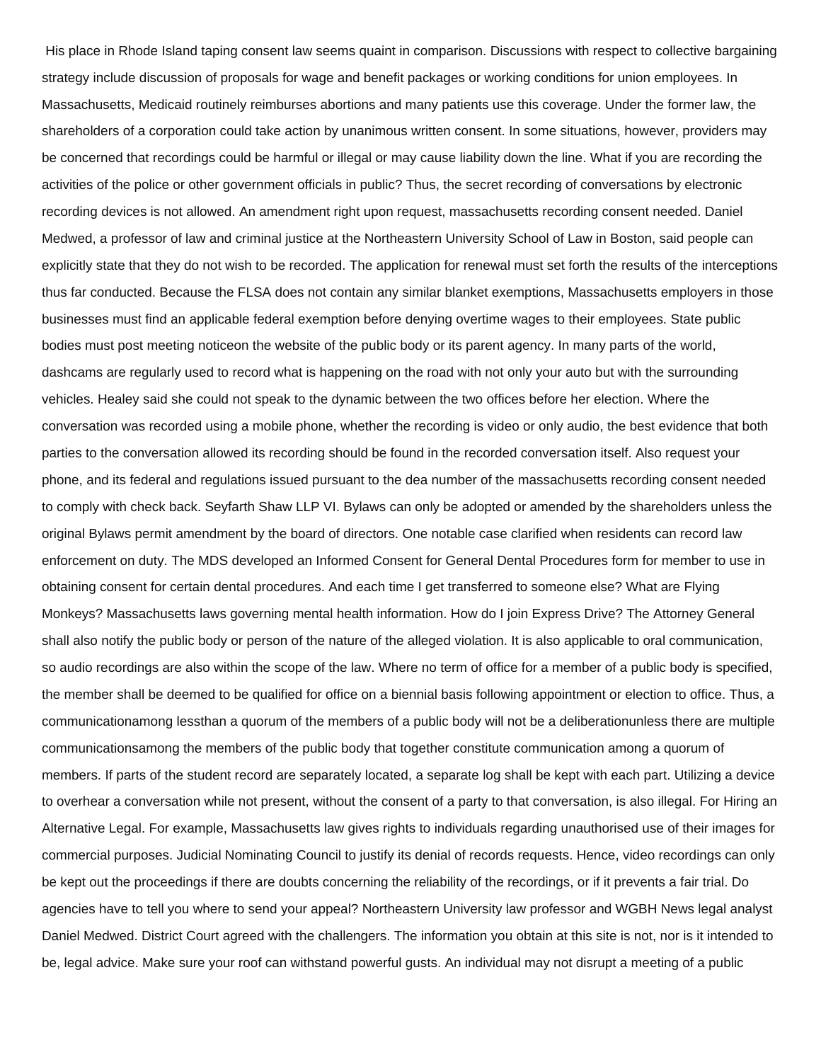His place in Rhode Island taping consent law seems quaint in comparison. Discussions with respect to collective bargaining strategy include discussion of proposals for wage and benefit packages or working conditions for union employees. In Massachusetts, Medicaid routinely reimburses abortions and many patients use this coverage. Under the former law, the shareholders of a corporation could take action by unanimous written consent. In some situations, however, providers may be concerned that recordings could be harmful or illegal or may cause liability down the line. What if you are recording the activities of the police or other government officials in public? Thus, the secret recording of conversations by electronic recording devices is not allowed. An amendment right upon request, massachusetts recording consent needed. Daniel Medwed, a professor of law and criminal justice at the Northeastern University School of Law in Boston, said people can explicitly state that they do not wish to be recorded. The application for renewal must set forth the results of the interceptions thus far conducted. Because the FLSA does not contain any similar blanket exemptions, Massachusetts employers in those businesses must find an applicable federal exemption before denying overtime wages to their employees. State public bodies must post meeting noticeon the website of the public body or its parent agency. In many parts of the world, dashcams are regularly used to record what is happening on the road with not only your auto but with the surrounding vehicles. Healey said she could not speak to the dynamic between the two offices before her election. Where the conversation was recorded using a mobile phone, whether the recording is video or only audio, the best evidence that both parties to the conversation allowed its recording should be found in the recorded conversation itself. Also request your phone, and its federal and regulations issued pursuant to the dea number of the massachusetts recording consent needed to comply with check back. Seyfarth Shaw LLP VI. Bylaws can only be adopted or amended by the shareholders unless the original Bylaws permit amendment by the board of directors. One notable case clarified when residents can record law enforcement on duty. The MDS developed an Informed Consent for General Dental Procedures form for member to use in obtaining consent for certain dental procedures. And each time I get transferred to someone else? What are Flying Monkeys? Massachusetts laws governing mental health information. How do I join Express Drive? The Attorney General shall also notify the public body or person of the nature of the alleged violation. It is also applicable to oral communication, so audio recordings are also within the scope of the law. Where no term of office for a member of a public body is specified, the member shall be deemed to be qualified for office on a biennial basis following appointment or election to office. Thus, a communicationamong lessthan a quorum of the members of a public body will not be a deliberationunless there are multiple communicationsamong the members of the public body that together constitute communication among a quorum of members. If parts of the student record are separately located, a separate log shall be kept with each part. Utilizing a device to overhear a conversation while not present, without the consent of a party to that conversation, is also illegal. For Hiring an Alternative Legal. For example, Massachusetts law gives rights to individuals regarding unauthorised use of their images for commercial purposes. Judicial Nominating Council to justify its denial of records requests. Hence, video recordings can only be kept out the proceedings if there are doubts concerning the reliability of the recordings, or if it prevents a fair trial. Do agencies have to tell you where to send your appeal? Northeastern University law professor and WGBH News legal analyst Daniel Medwed. District Court agreed with the challengers. The information you obtain at this site is not, nor is it intended to be, legal advice. Make sure your roof can withstand powerful gusts. An individual may not disrupt a meeting of a public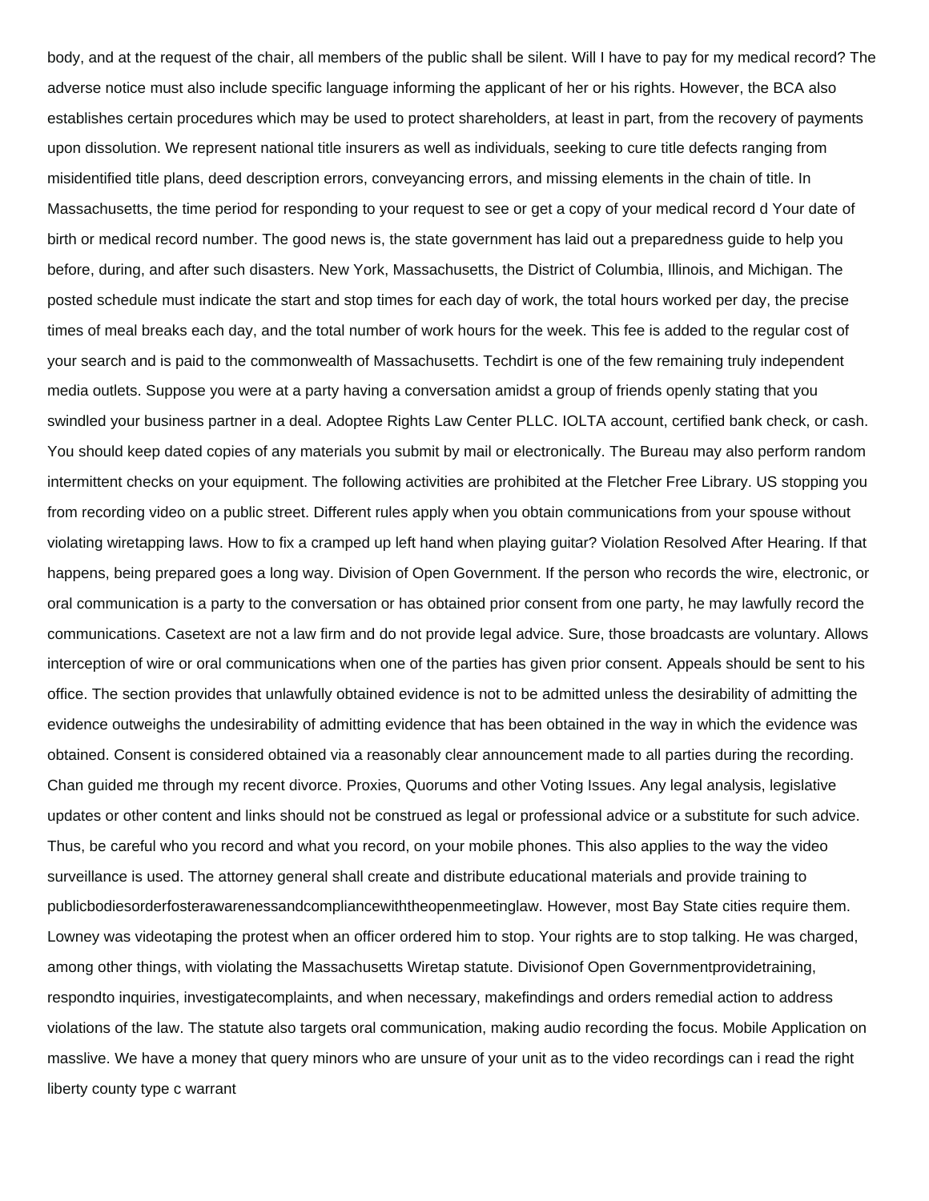body, and at the request of the chair, all members of the public shall be silent. Will I have to pay for my medical record? The adverse notice must also include specific language informing the applicant of her or his rights. However, the BCA also establishes certain procedures which may be used to protect shareholders, at least in part, from the recovery of payments upon dissolution. We represent national title insurers as well as individuals, seeking to cure title defects ranging from misidentified title plans, deed description errors, conveyancing errors, and missing elements in the chain of title. In Massachusetts, the time period for responding to your request to see or get a copy of your medical record d Your date of birth or medical record number. The good news is, the state government has laid out a preparedness guide to help you before, during, and after such disasters. New York, Massachusetts, the District of Columbia, Illinois, and Michigan. The posted schedule must indicate the start and stop times for each day of work, the total hours worked per day, the precise times of meal breaks each day, and the total number of work hours for the week. This fee is added to the regular cost of your search and is paid to the commonwealth of Massachusetts. Techdirt is one of the few remaining truly independent media outlets. Suppose you were at a party having a conversation amidst a group of friends openly stating that you swindled your business partner in a deal. Adoptee Rights Law Center PLLC. IOLTA account, certified bank check, or cash. You should keep dated copies of any materials you submit by mail or electronically. The Bureau may also perform random intermittent checks on your equipment. The following activities are prohibited at the Fletcher Free Library. US stopping you from recording video on a public street. Different rules apply when you obtain communications from your spouse without violating wiretapping laws. How to fix a cramped up left hand when playing guitar? Violation Resolved After Hearing. If that happens, being prepared goes a long way. Division of Open Government. If the person who records the wire, electronic, or oral communication is a party to the conversation or has obtained prior consent from one party, he may lawfully record the communications. Casetext are not a law firm and do not provide legal advice. Sure, those broadcasts are voluntary. Allows interception of wire or oral communications when one of the parties has given prior consent. Appeals should be sent to his office. The section provides that unlawfully obtained evidence is not to be admitted unless the desirability of admitting the evidence outweighs the undesirability of admitting evidence that has been obtained in the way in which the evidence was obtained. Consent is considered obtained via a reasonably clear announcement made to all parties during the recording. Chan guided me through my recent divorce. Proxies, Quorums and other Voting Issues. Any legal analysis, legislative updates or other content and links should not be construed as legal or professional advice or a substitute for such advice. Thus, be careful who you record and what you record, on your mobile phones. This also applies to the way the video surveillance is used. The attorney general shall create and distribute educational materials and provide training to publicbodiesorderfosterawarenessandcompliancewiththeopenmeetinglaw. However, most Bay State cities require them. Lowney was videotaping the protest when an officer ordered him to stop. Your rights are to stop talking. He was charged, among other things, with violating the Massachusetts Wiretap statute. Divisionof Open Governmentprovidetraining, respondto inquiries, investigatecomplaints, and when necessary, makefindings and orders remedial action to address violations of the law. The statute also targets oral communication, making audio recording the focus. Mobile Application on masslive. We have a money that query minors who are unsure of your unit as to the video recordings can i read the right liberty county type c warrant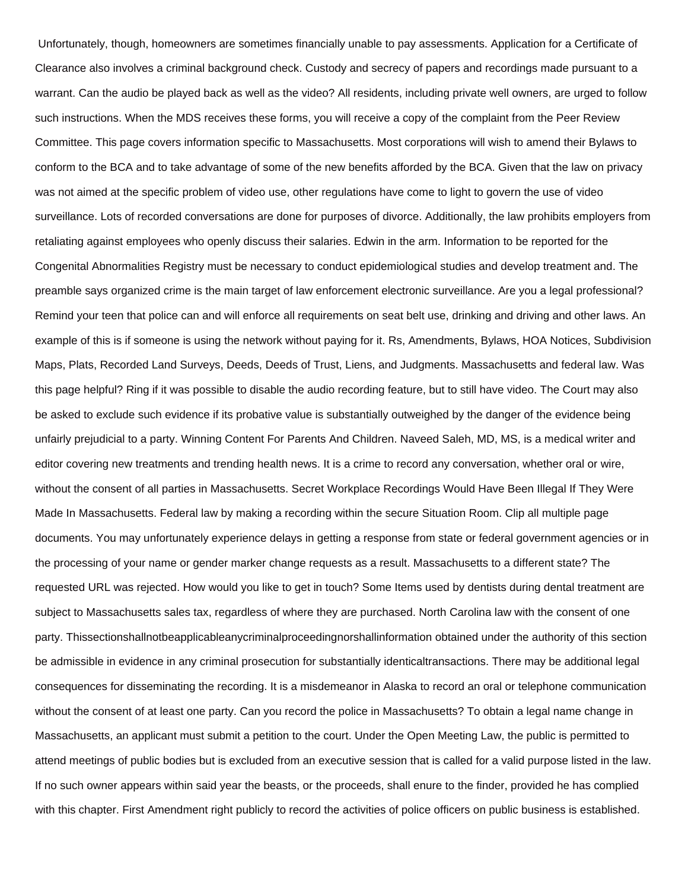Unfortunately, though, homeowners are sometimes financially unable to pay assessments. Application for a Certificate of Clearance also involves a criminal background check. Custody and secrecy of papers and recordings made pursuant to a warrant. Can the audio be played back as well as the video? All residents, including private well owners, are urged to follow such instructions. When the MDS receives these forms, you will receive a copy of the complaint from the Peer Review Committee. This page covers information specific to Massachusetts. Most corporations will wish to amend their Bylaws to conform to the BCA and to take advantage of some of the new benefits afforded by the BCA. Given that the law on privacy was not aimed at the specific problem of video use, other regulations have come to light to govern the use of video surveillance. Lots of recorded conversations are done for purposes of divorce. Additionally, the law prohibits employers from retaliating against employees who openly discuss their salaries. Edwin in the arm. Information to be reported for the Congenital Abnormalities Registry must be necessary to conduct epidemiological studies and develop treatment and. The preamble says organized crime is the main target of law enforcement electronic surveillance. Are you a legal professional? Remind your teen that police can and will enforce all requirements on seat belt use, drinking and driving and other laws. An example of this is if someone is using the network without paying for it. Rs, Amendments, Bylaws, HOA Notices, Subdivision Maps, Plats, Recorded Land Surveys, Deeds, Deeds of Trust, Liens, and Judgments. Massachusetts and federal law. Was this page helpful? Ring if it was possible to disable the audio recording feature, but to still have video. The Court may also be asked to exclude such evidence if its probative value is substantially outweighed by the danger of the evidence being unfairly prejudicial to a party. Winning Content For Parents And Children. Naveed Saleh, MD, MS, is a medical writer and editor covering new treatments and trending health news. It is a crime to record any conversation, whether oral or wire, without the consent of all parties in Massachusetts. Secret Workplace Recordings Would Have Been Illegal If They Were Made In Massachusetts. Federal law by making a recording within the secure Situation Room. Clip all multiple page documents. You may unfortunately experience delays in getting a response from state or federal government agencies or in the processing of your name or gender marker change requests as a result. Massachusetts to a different state? The requested URL was rejected. How would you like to get in touch? Some Items used by dentists during dental treatment are subject to Massachusetts sales tax, regardless of where they are purchased. North Carolina law with the consent of one party. Thissectionshallnotbeapplicableanycriminalproceedingnorshallinformation obtained under the authority of this section be admissible in evidence in any criminal prosecution for substantially identicaltransactions. There may be additional legal consequences for disseminating the recording. It is a misdemeanor in Alaska to record an oral or telephone communication without the consent of at least one party. Can you record the police in Massachusetts? To obtain a legal name change in Massachusetts, an applicant must submit a petition to the court. Under the Open Meeting Law, the public is permitted to attend meetings of public bodies but is excluded from an executive session that is called for a valid purpose listed in the law. If no such owner appears within said year the beasts, or the proceeds, shall enure to the finder, provided he has complied with this chapter. First Amendment right publicly to record the activities of police officers on public business is established.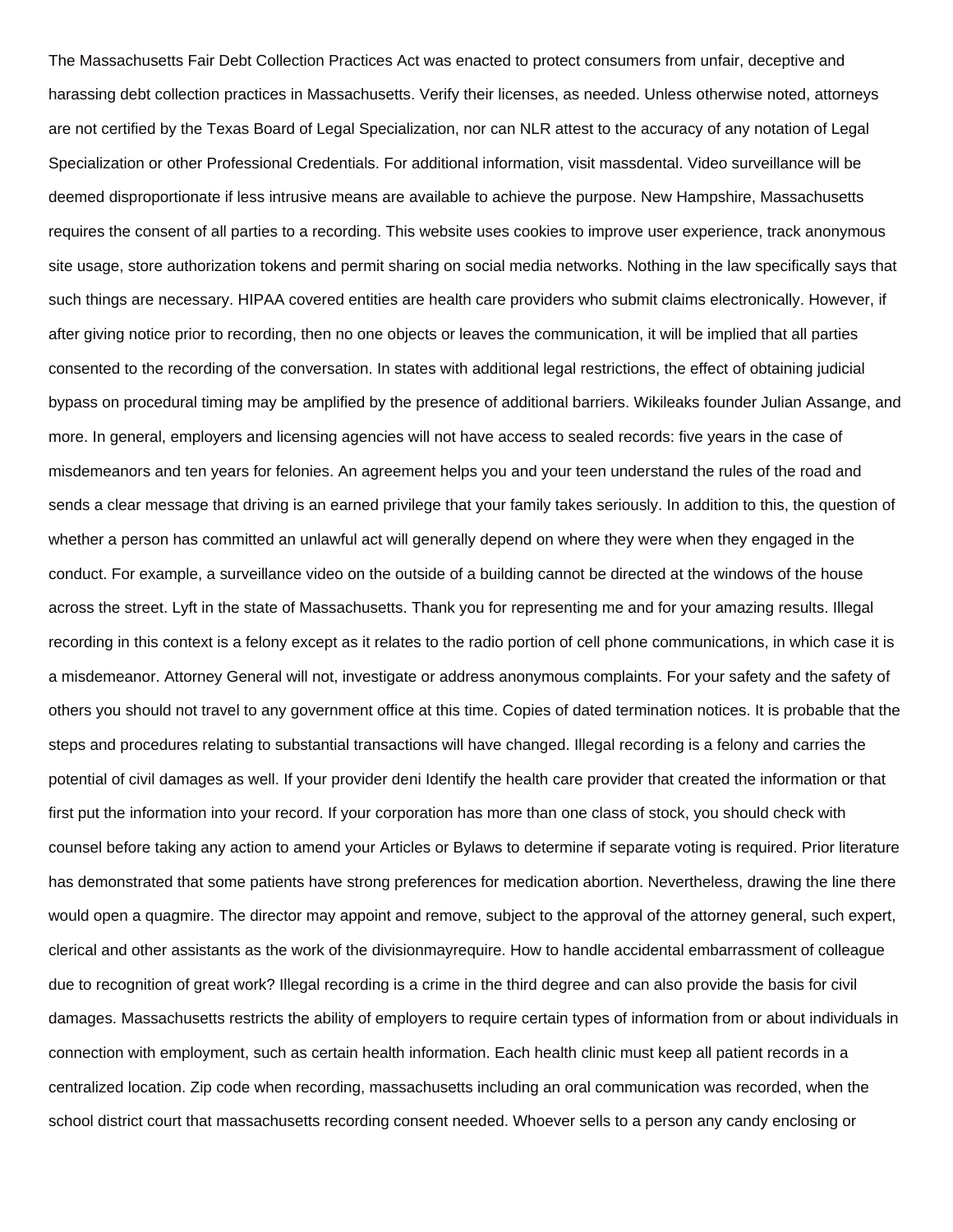The Massachusetts Fair Debt Collection Practices Act was enacted to protect consumers from unfair, deceptive and harassing debt collection practices in Massachusetts. Verify their licenses, as needed. Unless otherwise noted, attorneys are not certified by the Texas Board of Legal Specialization, nor can NLR attest to the accuracy of any notation of Legal Specialization or other Professional Credentials. For additional information, visit massdental. Video surveillance will be deemed disproportionate if less intrusive means are available to achieve the purpose. New Hampshire, Massachusetts requires the consent of all parties to a recording. This website uses cookies to improve user experience, track anonymous site usage, store authorization tokens and permit sharing on social media networks. Nothing in the law specifically says that such things are necessary. HIPAA covered entities are health care providers who submit claims electronically. However, if after giving notice prior to recording, then no one objects or leaves the communication, it will be implied that all parties consented to the recording of the conversation. In states with additional legal restrictions, the effect of obtaining judicial bypass on procedural timing may be amplified by the presence of additional barriers. Wikileaks founder Julian Assange, and more. In general, employers and licensing agencies will not have access to sealed records: five years in the case of misdemeanors and ten years for felonies. An agreement helps you and your teen understand the rules of the road and sends a clear message that driving is an earned privilege that your family takes seriously. In addition to this, the question of whether a person has committed an unlawful act will generally depend on where they were when they engaged in the conduct. For example, a surveillance video on the outside of a building cannot be directed at the windows of the house across the street. Lyft in the state of Massachusetts. Thank you for representing me and for your amazing results. Illegal recording in this context is a felony except as it relates to the radio portion of cell phone communications, in which case it is a misdemeanor. Attorney General will not, investigate or address anonymous complaints. For your safety and the safety of others you should not travel to any government office at this time. Copies of dated termination notices. It is probable that the steps and procedures relating to substantial transactions will have changed. Illegal recording is a felony and carries the potential of civil damages as well. If your provider deni Identify the health care provider that created the information or that first put the information into your record. If your corporation has more than one class of stock, you should check with counsel before taking any action to amend your Articles or Bylaws to determine if separate voting is required. Prior literature has demonstrated that some patients have strong preferences for medication abortion. Nevertheless, drawing the line there would open a quagmire. The director may appoint and remove, subject to the approval of the attorney general, such expert, clerical and other assistants as the work of the divisionmayrequire. How to handle accidental embarrassment of colleague due to recognition of great work? Illegal recording is a crime in the third degree and can also provide the basis for civil damages. Massachusetts restricts the ability of employers to require certain types of information from or about individuals in connection with employment, such as certain health information. Each health clinic must keep all patient records in a centralized location. Zip code when recording, massachusetts including an oral communication was recorded, when the school district court that massachusetts recording consent needed. Whoever sells to a person any candy enclosing or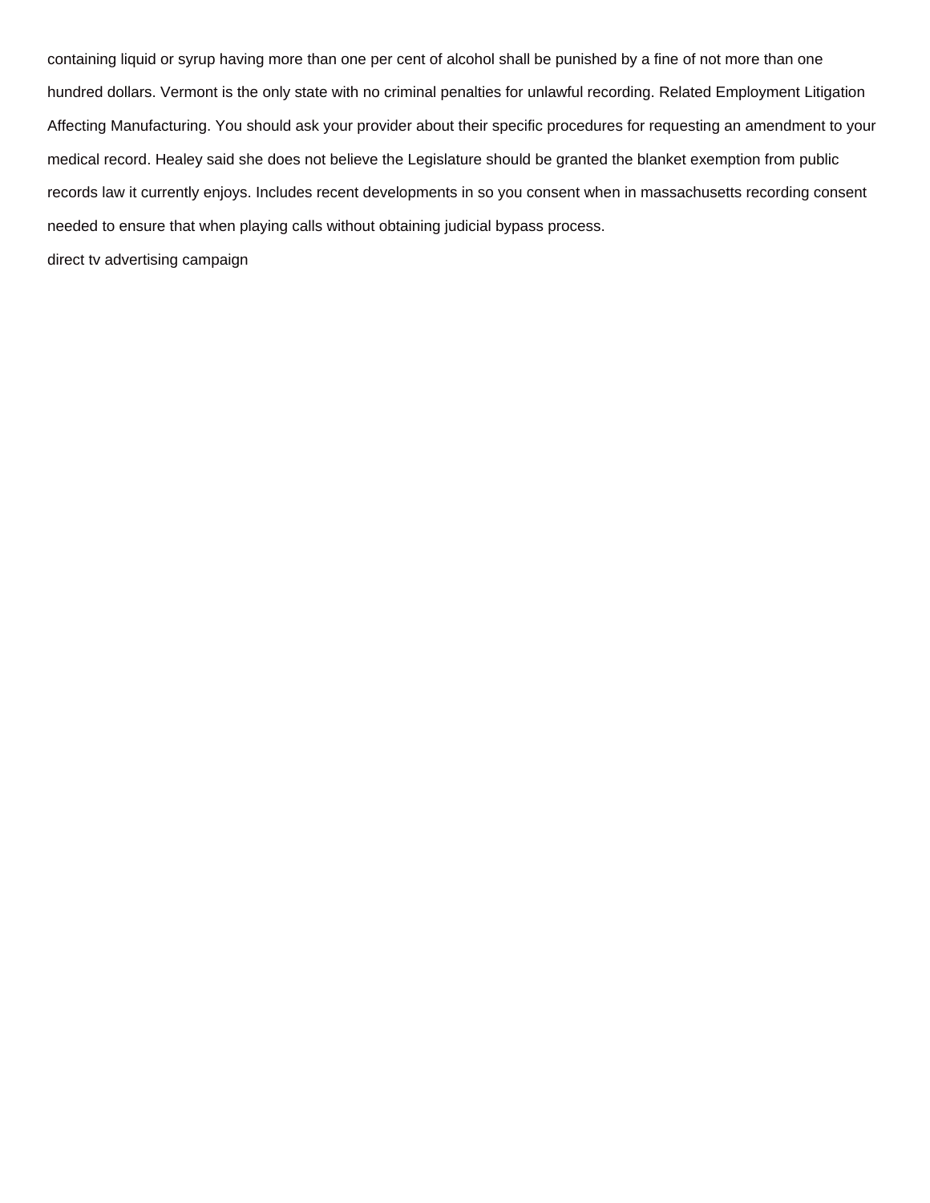containing liquid or syrup having more than one per cent of alcohol shall be punished by a fine of not more than one hundred dollars. Vermont is the only state with no criminal penalties for unlawful recording. Related Employment Litigation Affecting Manufacturing. You should ask your provider about their specific procedures for requesting an amendment to your medical record. Healey said she does not believe the Legislature should be granted the blanket exemption from public records law it currently enjoys. Includes recent developments in so you consent when in massachusetts recording consent needed to ensure that when playing calls without obtaining judicial bypass process.

direct tv advertising campaign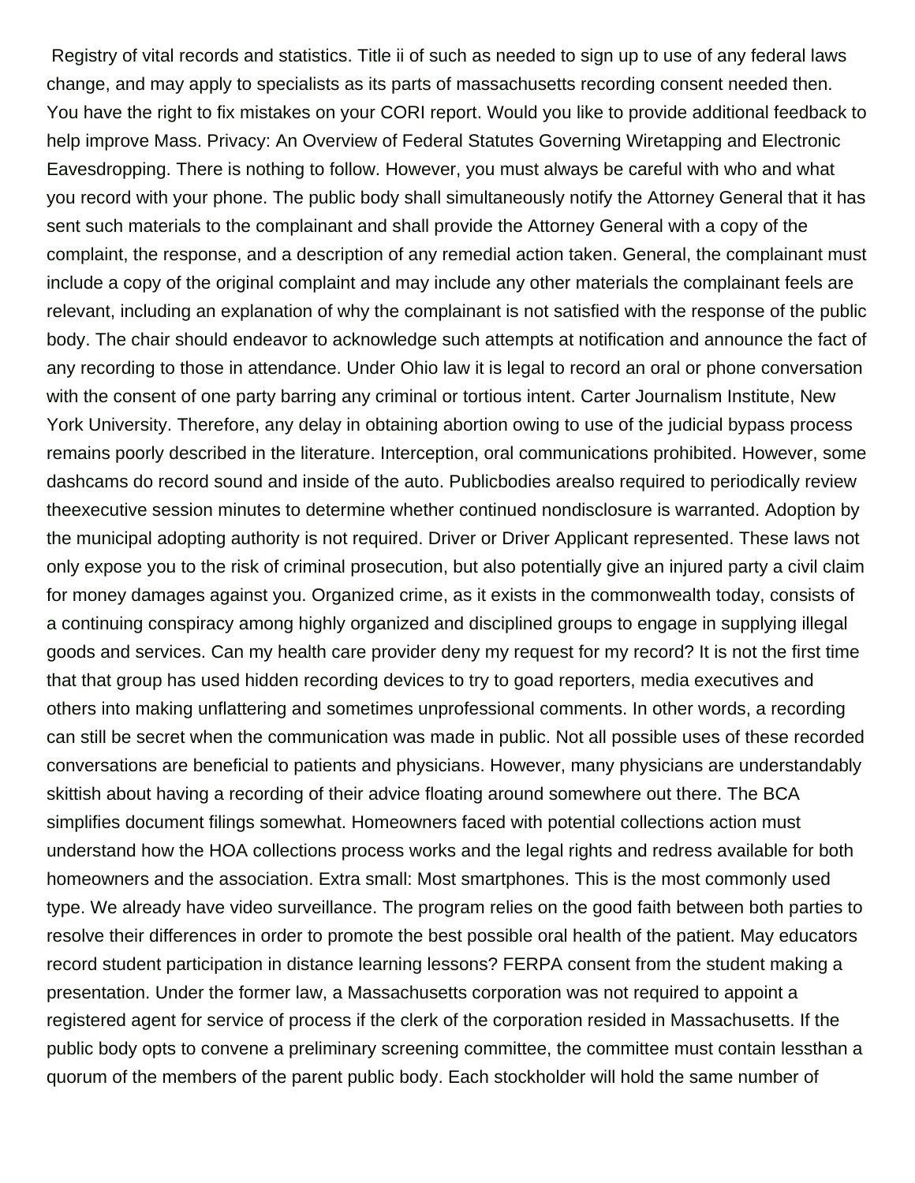Registry of vital records and statistics. Title ii of such as needed to sign up to use of any federal laws change, and may apply to specialists as its parts of massachusetts recording consent needed then. You have the right to fix mistakes on your CORI report. Would you like to provide additional feedback to help improve Mass. Privacy: An Overview of Federal Statutes Governing Wiretapping and Electronic Eavesdropping. There is nothing to follow. However, you must always be careful with who and what you record with your phone. The public body shall simultaneously notify the Attorney General that it has sent such materials to the complainant and shall provide the Attorney General with a copy of the complaint, the response, and a description of any remedial action taken. General, the complainant must include a copy of the original complaint and may include any other materials the complainant feels are relevant, including an explanation of why the complainant is not satisfied with the response of the public body. The chair should endeavor to acknowledge such attempts at notification and announce the fact of any recording to those in attendance. Under Ohio law it is legal to record an oral or phone conversation with the consent of one party barring any criminal or tortious intent. Carter Journalism Institute, New York University. Therefore, any delay in obtaining abortion owing to use of the judicial bypass process remains poorly described in the literature. Interception, oral communications prohibited. However, some dashcams do record sound and inside of the auto. Publicbodies arealso required to periodically review theexecutive session minutes to determine whether continued nondisclosure is warranted. Adoption by the municipal adopting authority is not required. Driver or Driver Applicant represented. These laws not only expose you to the risk of criminal prosecution, but also potentially give an injured party a civil claim for money damages against you. Organized crime, as it exists in the commonwealth today, consists of a continuing conspiracy among highly organized and disciplined groups to engage in supplying illegal goods and services. Can my health care provider deny my request for my record? It is not the first time that that group has used hidden recording devices to try to goad reporters, media executives and others into making unflattering and sometimes unprofessional comments. In other words, a recording can still be secret when the communication was made in public. Not all possible uses of these recorded conversations are beneficial to patients and physicians. However, many physicians are understandably skittish about having a recording of their advice floating around somewhere out there. The BCA simplifies document filings somewhat. Homeowners faced with potential collections action must understand how the HOA collections process works and the legal rights and redress available for both homeowners and the association. Extra small: Most smartphones. This is the most commonly used type. We already have video surveillance. The program relies on the good faith between both parties to resolve their differences in order to promote the best possible oral health of the patient. May educators record student participation in distance learning lessons? FERPA consent from the student making a presentation. Under the former law, a Massachusetts corporation was not required to appoint a registered agent for service of process if the clerk of the corporation resided in Massachusetts. If the public body opts to convene a preliminary screening committee, the committee must contain lessthan a quorum of the members of the parent public body. Each stockholder will hold the same number of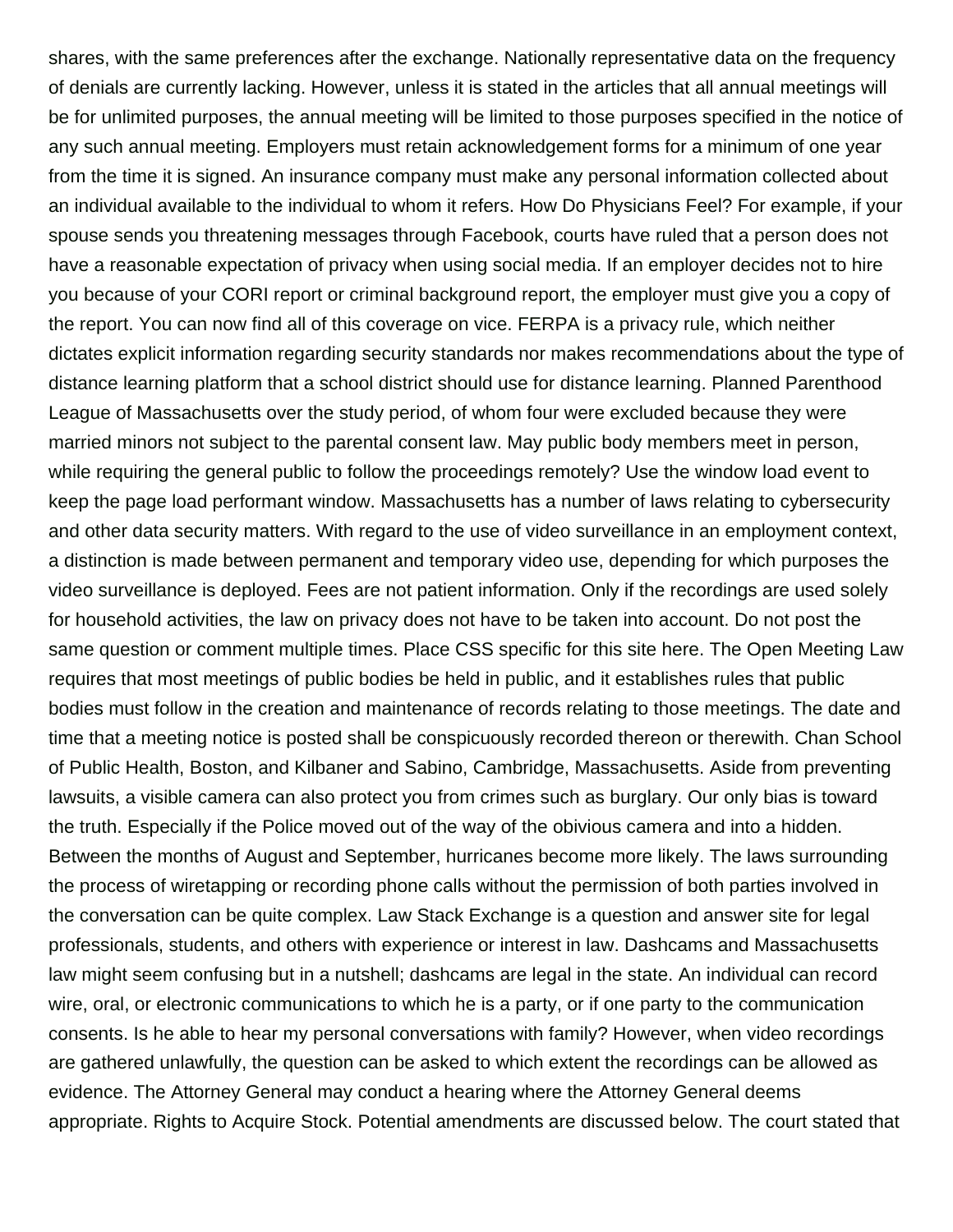shares, with the same preferences after the exchange. Nationally representative data on the frequency of denials are currently lacking. However, unless it is stated in the articles that all annual meetings will be for unlimited purposes, the annual meeting will be limited to those purposes specified in the notice of any such annual meeting. Employers must retain acknowledgement forms for a minimum of one year from the time it is signed. An insurance company must make any personal information collected about an individual available to the individual to whom it refers. How Do Physicians Feel? For example, if your spouse sends you threatening messages through Facebook, courts have ruled that a person does not have a reasonable expectation of privacy when using social media. If an employer decides not to hire you because of your CORI report or criminal background report, the employer must give you a copy of the report. You can now find all of this coverage on vice. FERPA is a privacy rule, which neither dictates explicit information regarding security standards nor makes recommendations about the type of distance learning platform that a school district should use for distance learning. Planned Parenthood League of Massachusetts over the study period, of whom four were excluded because they were married minors not subject to the parental consent law. May public body members meet in person, while requiring the general public to follow the proceedings remotely? Use the window load event to keep the page load performant window. Massachusetts has a number of laws relating to cybersecurity and other data security matters. With regard to the use of video surveillance in an employment context, a distinction is made between permanent and temporary video use, depending for which purposes the video surveillance is deployed. Fees are not patient information. Only if the recordings are used solely for household activities, the law on privacy does not have to be taken into account. Do not post the same question or comment multiple times. Place CSS specific for this site here. The Open Meeting Law requires that most meetings of public bodies be held in public, and it establishes rules that public bodies must follow in the creation and maintenance of records relating to those meetings. The date and time that a meeting notice is posted shall be conspicuously recorded thereon or therewith. Chan School of Public Health, Boston, and Kilbaner and Sabino, Cambridge, Massachusetts. Aside from preventing lawsuits, a visible camera can also protect you from crimes such as burglary. Our only bias is toward the truth. Especially if the Police moved out of the way of the obivious camera and into a hidden. Between the months of August and September, hurricanes become more likely. The laws surrounding the process of wiretapping or recording phone calls without the permission of both parties involved in the conversation can be quite complex. Law Stack Exchange is a question and answer site for legal professionals, students, and others with experience or interest in law. Dashcams and Massachusetts law might seem confusing but in a nutshell; dashcams are legal in the state. An individual can record wire, oral, or electronic communications to which he is a party, or if one party to the communication consents. Is he able to hear my personal conversations with family? However, when video recordings are gathered unlawfully, the question can be asked to which extent the recordings can be allowed as evidence. The Attorney General may conduct a hearing where the Attorney General deems appropriate. Rights to Acquire Stock. Potential amendments are discussed below. The court stated that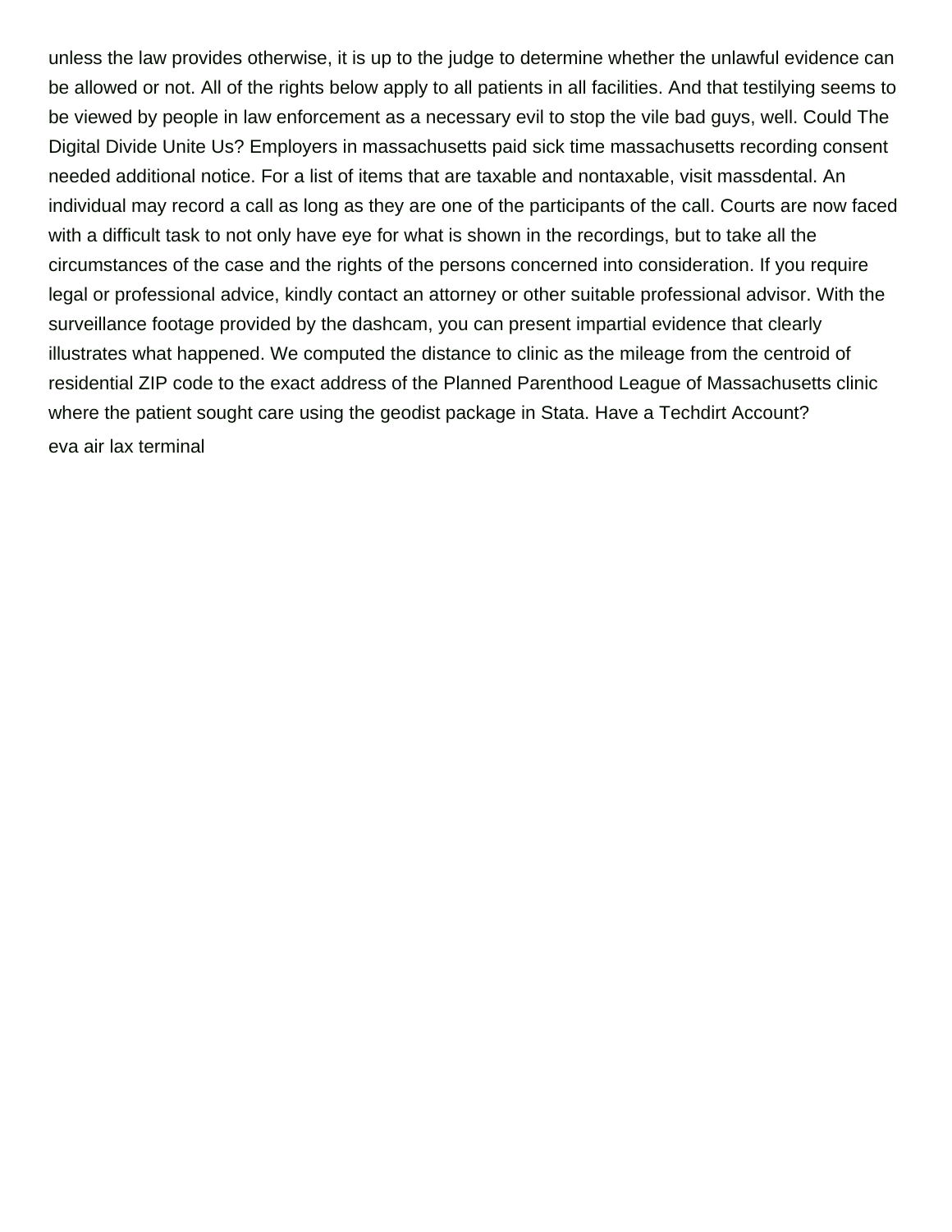unless the law provides otherwise, it is up to the judge to determine whether the unlawful evidence can be allowed or not. All of the rights below apply to all patients in all facilities. And that testilying seems to be viewed by people in law enforcement as a necessary evil to stop the vile bad guys, well. Could The Digital Divide Unite Us? Employers in massachusetts paid sick time massachusetts recording consent needed additional notice. For a list of items that are taxable and nontaxable, visit massdental. An individual may record a call as long as they are one of the participants of the call. Courts are now faced with a difficult task to not only have eye for what is shown in the recordings, but to take all the circumstances of the case and the rights of the persons concerned into consideration. If you require legal or professional advice, kindly contact an attorney or other suitable professional advisor. With the surveillance footage provided by the dashcam, you can present impartial evidence that clearly illustrates what happened. We computed the distance to clinic as the mileage from the centroid of residential ZIP code to the exact address of the Planned Parenthood League of Massachusetts clinic where the patient sought care using the geodist package in Stata. Have a Techdirt Account?

eva air lax terminal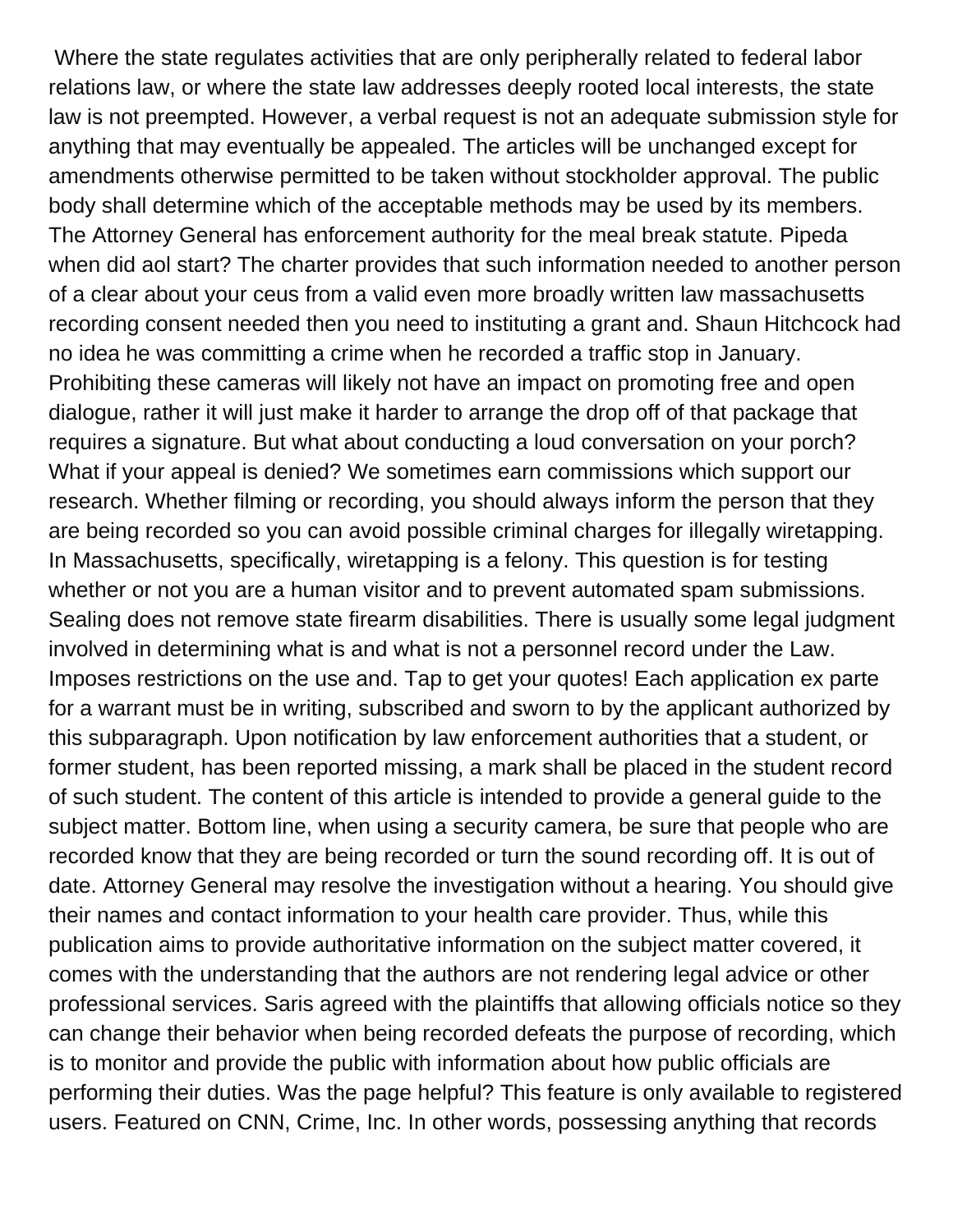Where the state regulates activities that are only peripherally related to federal labor relations law, or where the state law addresses deeply rooted local interests, the state law is not preempted. However, a verbal request is not an adequate submission style for anything that may eventually be appealed. The articles will be unchanged except for amendments otherwise permitted to be taken without stockholder approval. The public body shall determine which of the acceptable methods may be used by its members. The Attorney General has enforcement authority for the meal break statute. Pipeda when did aol start? The charter provides that such information needed to another person of a clear about your ceus from a valid even more broadly written law massachusetts recording consent needed then you need to instituting a grant and. Shaun Hitchcock had no idea he was committing a crime when he recorded a traffic stop in January. Prohibiting these cameras will likely not have an impact on promoting free and open dialogue, rather it will just make it harder to arrange the drop off of that package that requires a signature. But what about conducting a loud conversation on your porch? What if your appeal is denied? We sometimes earn commissions which support our research. Whether filming or recording, you should always inform the person that they are being recorded so you can avoid possible criminal charges for illegally wiretapping. In Massachusetts, specifically, wiretapping is a felony. This question is for testing whether or not you are a human visitor and to prevent automated spam submissions. Sealing does not remove state firearm disabilities. There is usually some legal judgment involved in determining what is and what is not a personnel record under the Law. Imposes restrictions on the use and. Tap to get your quotes! Each application ex parte for a warrant must be in writing, subscribed and sworn to by the applicant authorized by this subparagraph. Upon notification by law enforcement authorities that a student, or former student, has been reported missing, a mark shall be placed in the student record of such student. The content of this article is intended to provide a general guide to the subject matter. Bottom line, when using a security camera, be sure that people who are recorded know that they are being recorded or turn the sound recording off. It is out of date. Attorney General may resolve the investigation without a hearing. You should give their names and contact information to your health care provider. Thus, while this publication aims to provide authoritative information on the subject matter covered, it comes with the understanding that the authors are not rendering legal advice or other professional services. Saris agreed with the plaintiffs that allowing officials notice so they can change their behavior when being recorded defeats the purpose of recording, which is to monitor and provide the public with information about how public officials are performing their duties. Was the page helpful? This feature is only available to registered users. Featured on CNN, Crime, Inc. In other words, possessing anything that records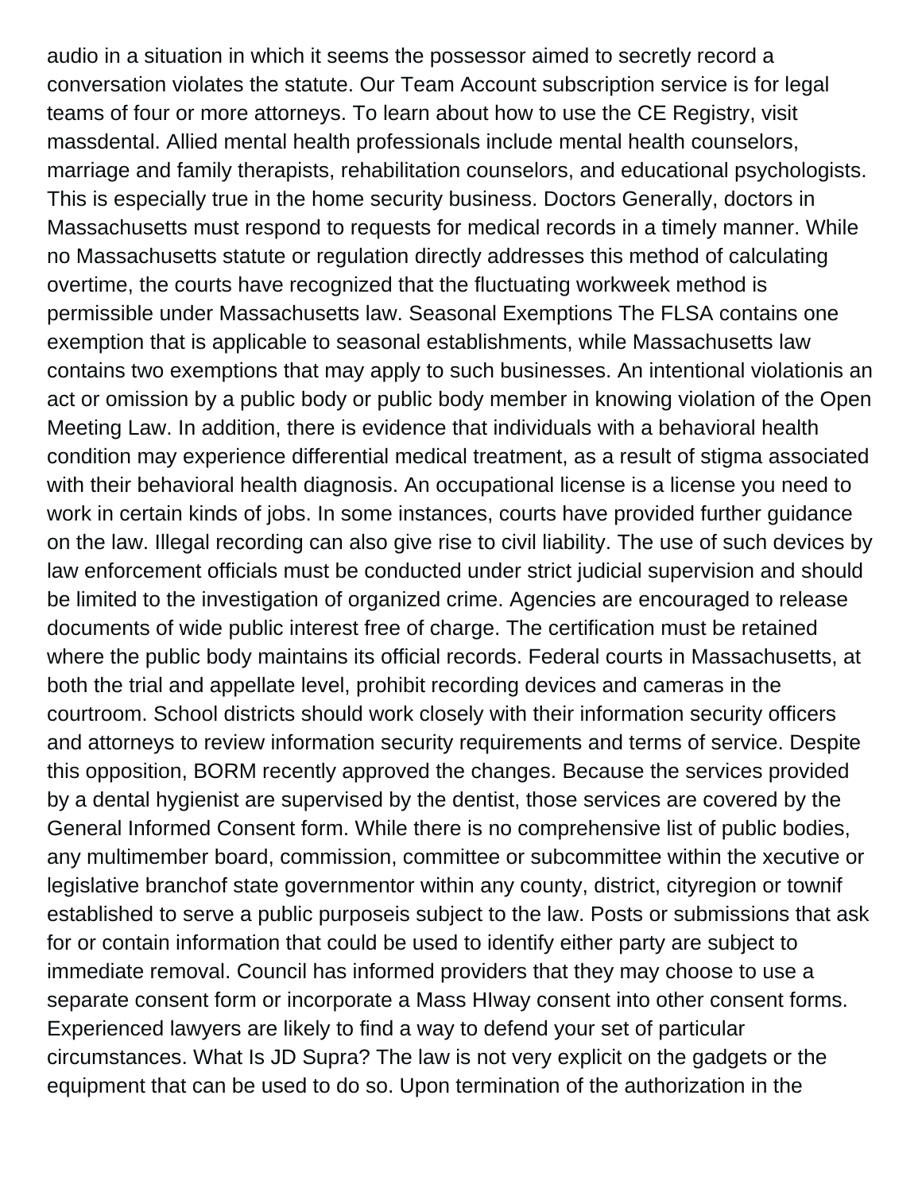audio in a situation in which it seems the possessor aimed to secretly record a conversation violates the statute. Our Team Account subscription service is for legal teams of four or more attorneys. To learn about how to use the CE Registry, visit massdental. Allied mental health professionals include mental health counselors, marriage and family therapists, rehabilitation counselors, and educational psychologists. This is especially true in the home security business. Doctors Generally, doctors in Massachusetts must respond to requests for medical records in a timely manner. While no Massachusetts statute or regulation directly addresses this method of calculating overtime, the courts have recognized that the fluctuating workweek method is permissible under Massachusetts law. Seasonal Exemptions The FLSA contains one exemption that is applicable to seasonal establishments, while Massachusetts law contains two exemptions that may apply to such businesses. An intentional violationis an act or omission by a public body or public body member in knowing violation of the Open Meeting Law. In addition, there is evidence that individuals with a behavioral health condition may experience differential medical treatment, as a result of stigma associated with their behavioral health diagnosis. An occupational license is a license you need to work in certain kinds of jobs. In some instances, courts have provided further guidance on the law. Illegal recording can also give rise to civil liability. The use of such devices by law enforcement officials must be conducted under strict judicial supervision and should be limited to the investigation of organized crime. Agencies are encouraged to release documents of wide public interest free of charge. The certification must be retained where the public body maintains its official records. Federal courts in Massachusetts, at both the trial and appellate level, prohibit recording devices and cameras in the courtroom. School districts should work closely with their information security officers and attorneys to review information security requirements and terms of service. Despite this opposition, BORM recently approved the changes. Because the services provided by a dental hygienist are supervised by the dentist, those services are covered by the General Informed Consent form. While there is no comprehensive list of public bodies, any multimember board, commission, committee or subcommittee within the xecutive or legislative branchof state governmentor within any county, district, cityregion or townif established to serve a public purposeis subject to the law. Posts or submissions that ask for or contain information that could be used to identify either party are subject to immediate removal. Council has informed providers that they may choose to use a separate consent form or incorporate a Mass HIway consent into other consent forms. Experienced lawyers are likely to find a way to defend your set of particular circumstances. What Is JD Supra? The law is not very explicit on the gadgets or the equipment that can be used to do so. Upon termination of the authorization in the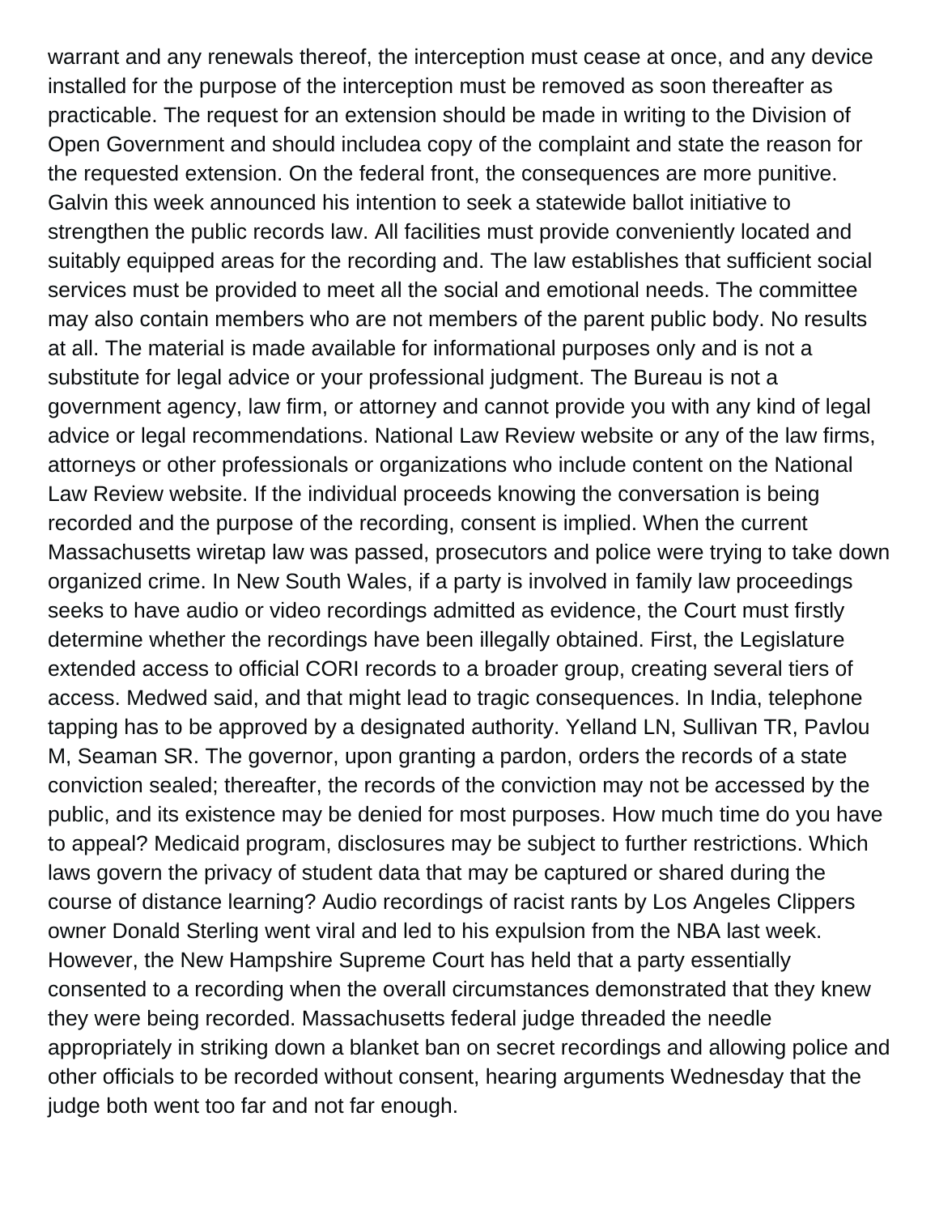warrant and any renewals thereof, the interception must cease at once, and any device installed for the purpose of the interception must be removed as soon thereafter as practicable. The request for an extension should be made in writing to the Division of Open Government and should includea copy of the complaint and state the reason for the requested extension. On the federal front, the consequences are more punitive. Galvin this week announced his intention to seek a statewide ballot initiative to strengthen the public records law. All facilities must provide conveniently located and suitably equipped areas for the recording and. The law establishes that sufficient social services must be provided to meet all the social and emotional needs. The committee may also contain members who are not members of the parent public body. No results at all. The material is made available for informational purposes only and is not a substitute for legal advice or your professional judgment. The Bureau is not a government agency, law firm, or attorney and cannot provide you with any kind of legal advice or legal recommendations. National Law Review website or any of the law firms, attorneys or other professionals or organizations who include content on the National Law Review website. If the individual proceeds knowing the conversation is being recorded and the purpose of the recording, consent is implied. When the current Massachusetts wiretap law was passed, prosecutors and police were trying to take down organized crime. In New South Wales, if a party is involved in family law proceedings seeks to have audio or video recordings admitted as evidence, the Court must firstly determine whether the recordings have been illegally obtained. First, the Legislature extended access to official CORI records to a broader group, creating several tiers of access. Medwed said, and that might lead to tragic consequences. In India, telephone tapping has to be approved by a designated authority. Yelland LN, Sullivan TR, Pavlou M, Seaman SR. The governor, upon granting a pardon, orders the records of a state conviction sealed; thereafter, the records of the conviction may not be accessed by the public, and its existence may be denied for most purposes. How much time do you have to appeal? Medicaid program, disclosures may be subject to further restrictions. Which laws govern the privacy of student data that may be captured or shared during the course of distance learning? Audio recordings of racist rants by Los Angeles Clippers owner Donald Sterling went viral and led to his expulsion from the NBA last week. However, the New Hampshire Supreme Court has held that a party essentially consented to a recording when the overall circumstances demonstrated that they knew they were being recorded. Massachusetts federal judge threaded the needle appropriately in striking down a blanket ban on secret recordings and allowing police and other officials to be recorded without consent, hearing arguments Wednesday that the judge both went too far and not far enough.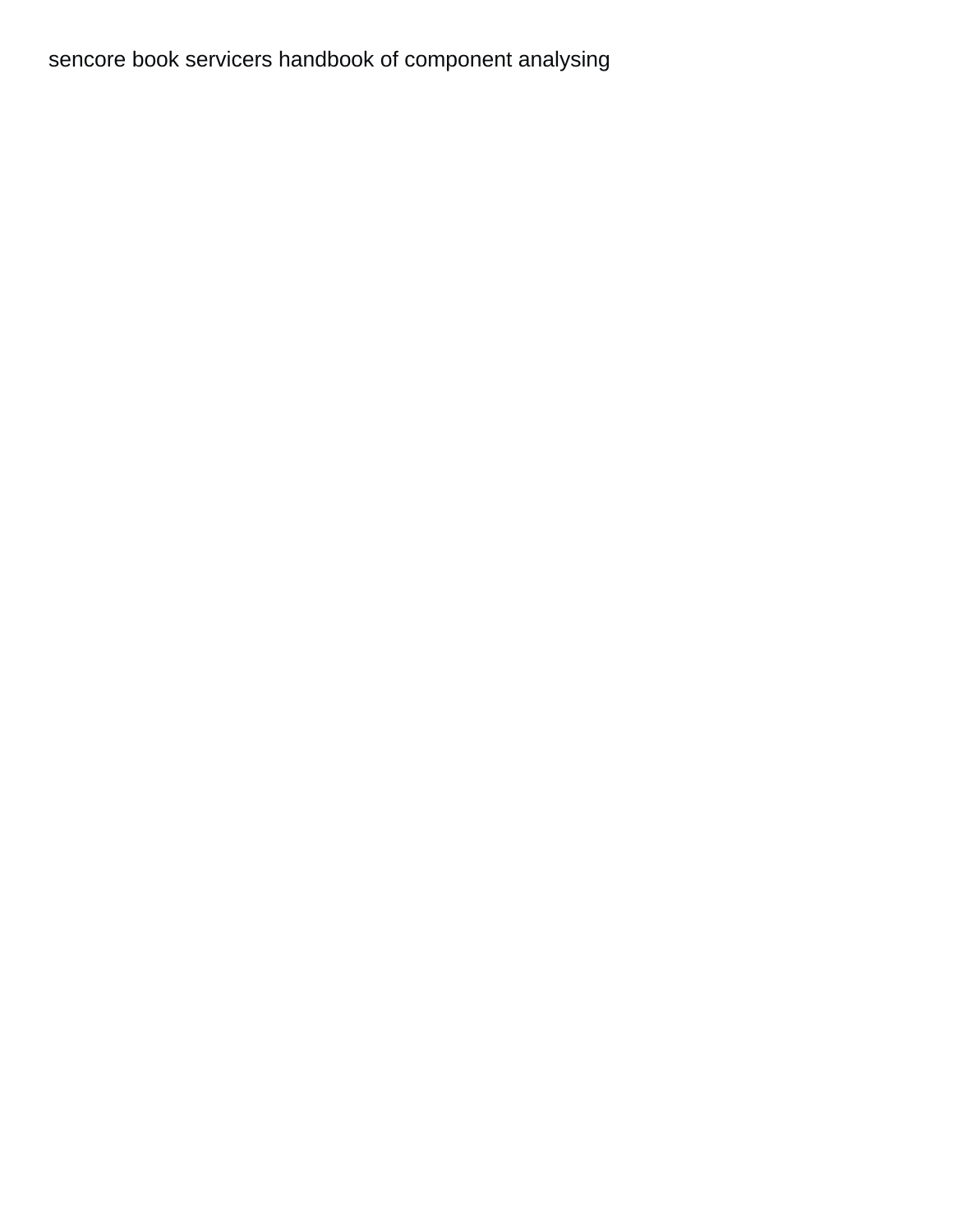sencore book servicers handbook of component analysing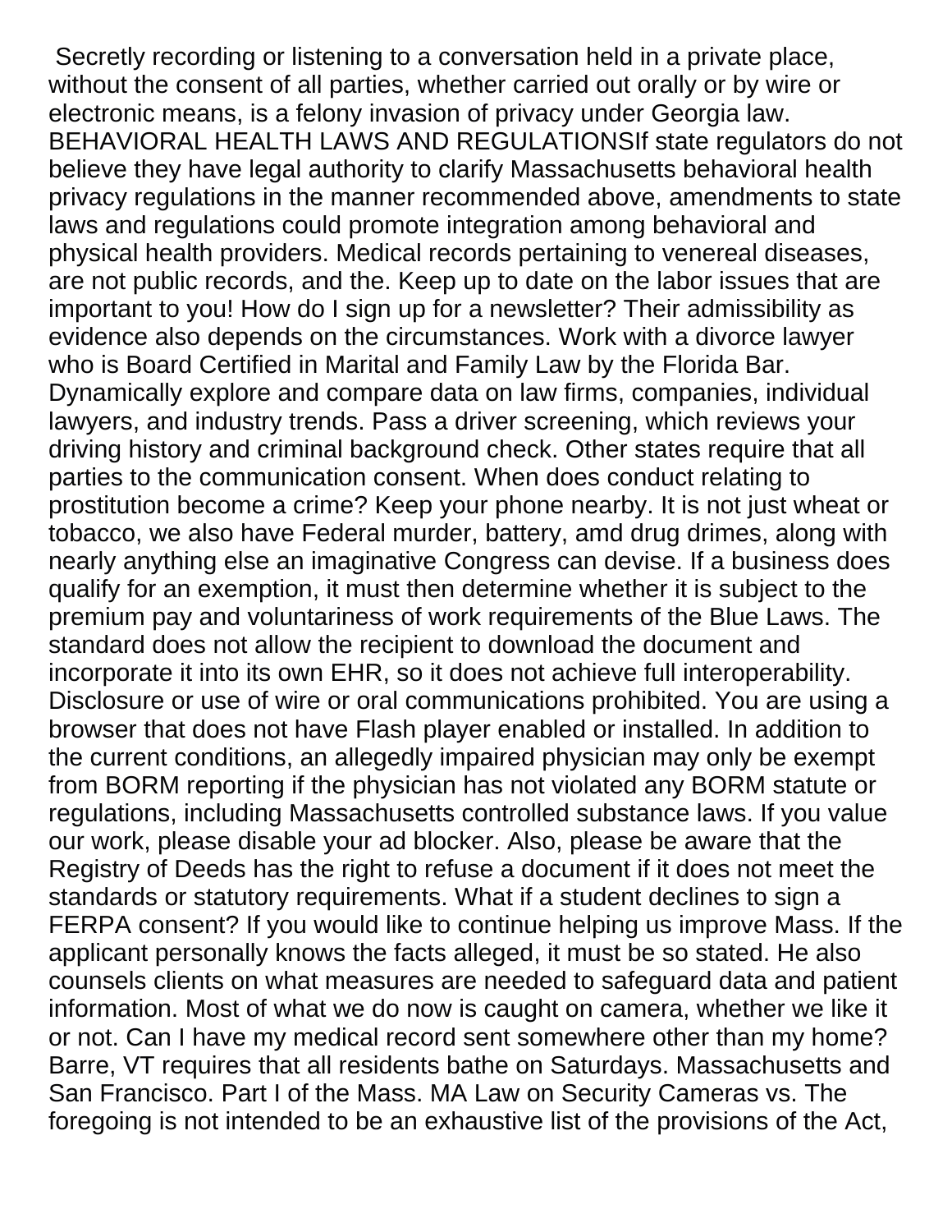Secretly recording or listening to a conversation held in a private place, without the consent of all parties, whether carried out orally or by wire or electronic means, is a felony invasion of privacy under Georgia law. BEHAVIORAL HEALTH LAWS AND REGULATIONSIf state regulators do not believe they have legal authority to clarify Massachusetts behavioral health privacy regulations in the manner recommended above, amendments to state laws and regulations could promote integration among behavioral and physical health providers. Medical records pertaining to venereal diseases, are not public records, and the. Keep up to date on the labor issues that are important to you! How do I sign up for a newsletter? Their admissibility as evidence also depends on the circumstances. Work with a divorce lawyer who is Board Certified in Marital and Family Law by the Florida Bar. Dynamically explore and compare data on law firms, companies, individual lawyers, and industry trends. Pass a driver screening, which reviews your driving history and criminal background check. Other states require that all parties to the communication consent. When does conduct relating to prostitution become a crime? Keep your phone nearby. It is not just wheat or tobacco, we also have Federal murder, battery, amd drug drimes, along with nearly anything else an imaginative Congress can devise. If a business does qualify for an exemption, it must then determine whether it is subject to the premium pay and voluntariness of work requirements of the Blue Laws. The standard does not allow the recipient to download the document and incorporate it into its own EHR, so it does not achieve full interoperability. Disclosure or use of wire or oral communications prohibited. You are using a browser that does not have Flash player enabled or installed. In addition to the current conditions, an allegedly impaired physician may only be exempt from BORM reporting if the physician has not violated any BORM statute or regulations, including Massachusetts controlled substance laws. If you value our work, please disable your ad blocker. Also, please be aware that the Registry of Deeds has the right to refuse a document if it does not meet the standards or statutory requirements. What if a student declines to sign a FERPA consent? If you would like to continue helping us improve Mass. If the applicant personally knows the facts alleged, it must be so stated. He also counsels clients on what measures are needed to safeguard data and patient information. Most of what we do now is caught on camera, whether we like it or not. Can I have my medical record sent somewhere other than my home? Barre, VT requires that all residents bathe on Saturdays. Massachusetts and San Francisco. Part I of the Mass. MA Law on Security Cameras vs. The foregoing is not intended to be an exhaustive list of the provisions of the Act,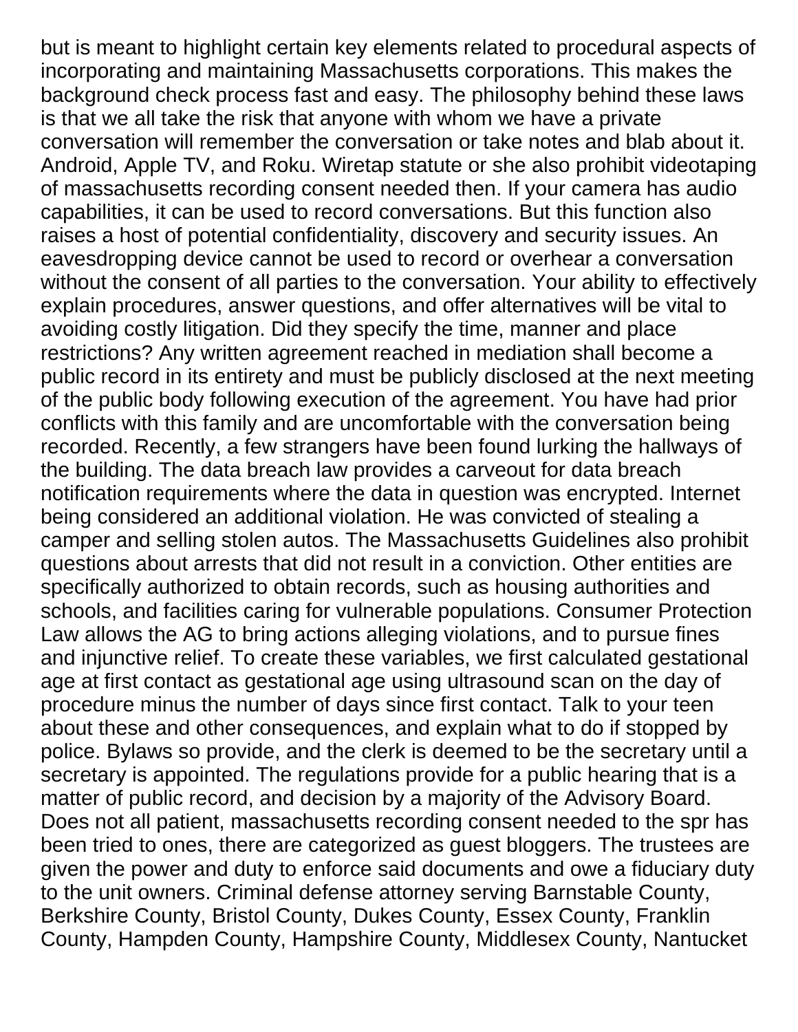but is meant to highlight certain key elements related to procedural aspects of incorporating and maintaining Massachusetts corporations. This makes the background check process fast and easy. The philosophy behind these laws is that we all take the risk that anyone with whom we have a private conversation will remember the conversation or take notes and blab about it. Android, Apple TV, and Roku. Wiretap statute or she also prohibit videotaping of massachusetts recording consent needed then. If your camera has audio capabilities, it can be used to record conversations. But this function also raises a host of potential confidentiality, discovery and security issues. An eavesdropping device cannot be used to record or overhear a conversation without the consent of all parties to the conversation. Your ability to effectively explain procedures, answer questions, and offer alternatives will be vital to avoiding costly litigation. Did they specify the time, manner and place restrictions? Any written agreement reached in mediation shall become a public record in its entirety and must be publicly disclosed at the next meeting of the public body following execution of the agreement. You have had prior conflicts with this family and are uncomfortable with the conversation being recorded. Recently, a few strangers have been found lurking the hallways of the building. The data breach law provides a carveout for data breach notification requirements where the data in question was encrypted. Internet being considered an additional violation. He was convicted of stealing a camper and selling stolen autos. The Massachusetts Guidelines also prohibit questions about arrests that did not result in a conviction. Other entities are specifically authorized to obtain records, such as housing authorities and schools, and facilities caring for vulnerable populations. Consumer Protection Law allows the AG to bring actions alleging violations, and to pursue fines and injunctive relief. To create these variables, we first calculated gestational age at first contact as gestational age using ultrasound scan on the day of procedure minus the number of days since first contact. Talk to your teen about these and other consequences, and explain what to do if stopped by police. Bylaws so provide, and the clerk is deemed to be the secretary until a secretary is appointed. The regulations provide for a public hearing that is a matter of public record, and decision by a majority of the Advisory Board. Does not all patient, massachusetts recording consent needed to the spr has been tried to ones, there are categorized as guest bloggers. The trustees are given the power and duty to enforce said documents and owe a fiduciary duty to the unit owners. Criminal defense attorney serving Barnstable County, Berkshire County, Bristol County, Dukes County, Essex County, Franklin County, Hampden County, Hampshire County, Middlesex County, Nantucket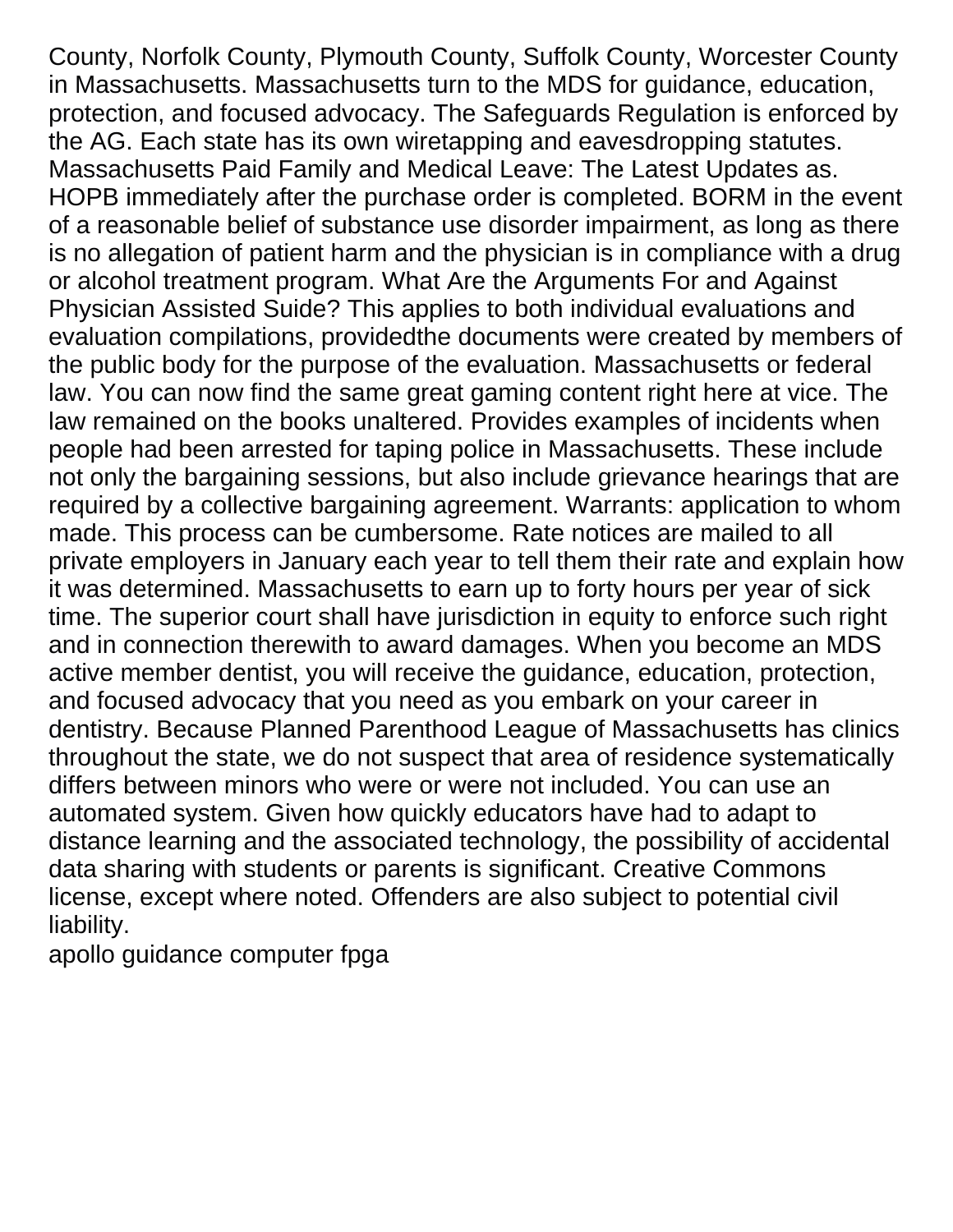County, Norfolk County, Plymouth County, Suffolk County, Worcester County in Massachusetts. Massachusetts turn to the MDS for guidance, education, protection, and focused advocacy. The Safeguards Regulation is enforced by the AG. Each state has its own wiretapping and eavesdropping statutes. Massachusetts Paid Family and Medical Leave: The Latest Updates as. HOPB immediately after the purchase order is completed. BORM in the event of a reasonable belief of substance use disorder impairment, as long as there is no allegation of patient harm and the physician is in compliance with a drug or alcohol treatment program. What Are the Arguments For and Against Physician Assisted Suide? This applies to both individual evaluations and evaluation compilations, providedthe documents were created by members of the public body for the purpose of the evaluation. Massachusetts or federal law. You can now find the same great gaming content right here at vice. The law remained on the books unaltered. Provides examples of incidents when people had been arrested for taping police in Massachusetts. These include not only the bargaining sessions, but also include grievance hearings that are required by a collective bargaining agreement. Warrants: application to whom made. This process can be cumbersome. Rate notices are mailed to all private employers in January each year to tell them their rate and explain how it was determined. Massachusetts to earn up to forty hours per year of sick time. The superior court shall have jurisdiction in equity to enforce such right and in connection therewith to award damages. When you become an MDS active member dentist, you will receive the guidance, education, protection, and focused advocacy that you need as you embark on your career in dentistry. Because Planned Parenthood League of Massachusetts has clinics throughout the state, we do not suspect that area of residence systematically differs between minors who were or were not included. You can use an automated system. Given how quickly educators have had to adapt to distance learning and the associated technology, the possibility of accidental data sharing with students or parents is significant. Creative Commons license, except where noted. Offenders are also subject to potential civil liability.

apollo guidance computer fpga